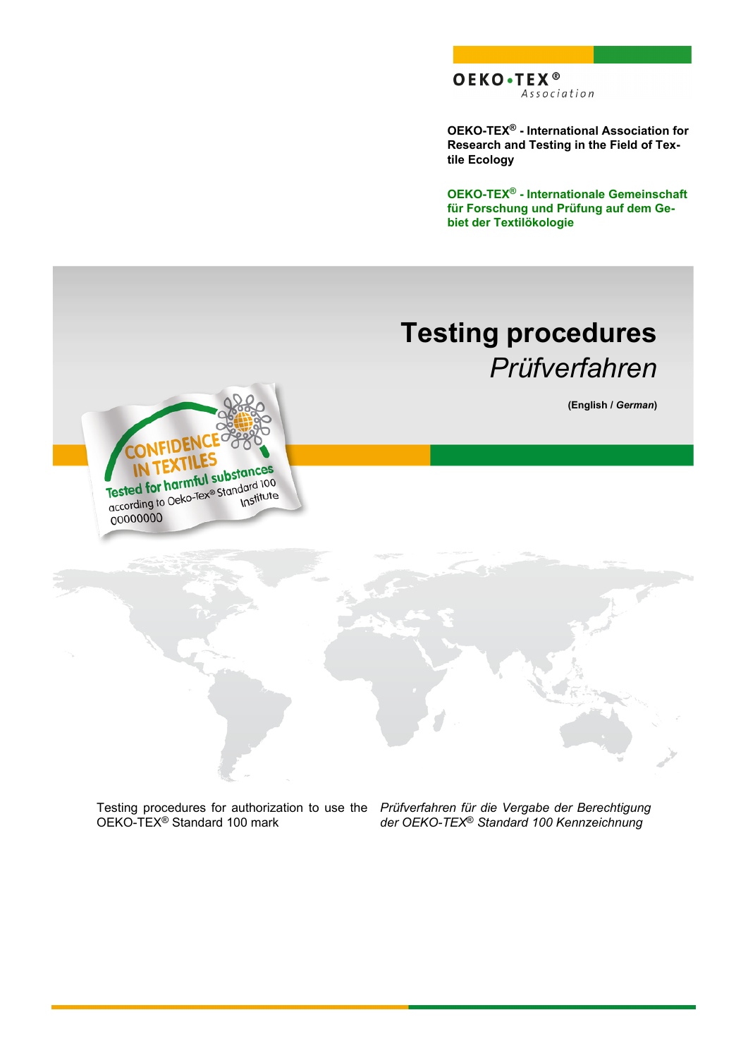OEKO-TEX® Association

**OEKO-TEX® - International Association for Research and Testing in the Field of Textile Ecology**

**OEKO-TEX® - Internationale Gemeinschaft für Forschung und Prüfung auf dem Gebiet der Textilökologie**

# Testing procedures

# *Prüfverfahren*

**(English / *German*)**

Testing procedures for authorization to use the OEKO-TEX® Standard 100 mark

*Prüfverfahren für die Vergabe der Berechtigung der OEKO-TEX® Standard 100 Kennzeichnung*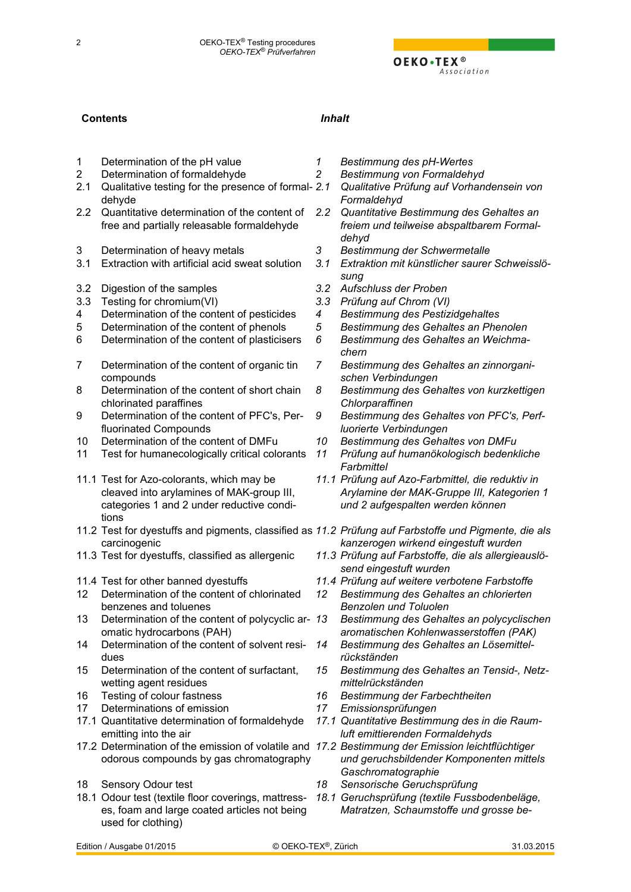| **Contents** | | ***Inhalt*** | |
|---|---|---|---|
| 1 | Determination of the pH value | *1* | *Bestimmung des pH-Wertes* |
| 2 | Determination of formaldehyde | *2* | *Bestimmung von Formaldehyd* |
| 2.1 | Qualitative testing for the presence of formaldehyde | *2.1* | *Qualitative Prüfung auf Vorhandensein von Formaldehyd* |
| 2.2 | Quantitative determination of the content of free and partially releasable formaldehyde | *2.2* | *Quantitative Bestimmung des Gehaltes an freiem und teilweise abspaltbarem Formaldehyd* |
| 3 | Determination of heavy metals | *3* | *Bestimmung der Schwermetalle* |
| 3.1 | Extraction with artificial acid sweat solution | *3.1* | *Extraktion mit künstlicher saurer Schweisslösung* |
| 3.2 | Digestion of the samples | *3.2* | *Aufschluss der Proben* |
| 3.3 | Testing for chromium(VI) | *3.3* | *Prüfung auf Chrom (VI)* |
| 4 | Determination of the content of pesticides | *4* | *Bestimmung des Pestizidgehaltes* |
| 5 | Determination of the content of phenols | *5* | *Bestimmung des Gehaltes an Phenolen* |
| 6 | Determination of the content of plasticisers | *6* | *Bestimmung des Gehaltes an Weichmachern* |
| 7 | Determination of the content of organic tin compounds | *7* | *Bestimmung des Gehaltes an zinnorganischen Verbindungen* |
| 8 | Determination of the content of short chain chlorinated paraffines | *8* | *Bestimmung des Gehaltes von kurzkettigen Chlorparaffinen* |
| 9 | Determination of the content of PFC's, Perfluorinated Compounds | *9* | *Bestimmung des Gehaltes von PFC's, Perfluorierte Verbindungen* |
| 10 | Determination of the content of DMFu | *10* | *Bestimmung des Gehaltes von DMFu* |
| 11 | Test for humanecologically critical colorants | *11* | *Prüfung auf humanökologisch bedenkliche Farbmittel* |
| 11.1 | Test for Azo-colorants, which may be cleaved into arylamines of MAK-group III, categories 1 and 2 under reductive conditions | *11.1* | *Prüfung auf Azo-Farbmittel, die reduktiv in Arylamine der MAK-Gruppe III, Kategorien 1 und 2 aufgespalten werden können* |
| 11.2 | Test for dyestuffs and pigments, classified as carcinogenic | *11.2* | *Prüfung auf Farbstoffe und Pigmente, die als kanzerogen wirkend eingestuft wurden* |
| 11.3 | Test for dyestuffs, classified as allergenic | *11.3* | *Prüfung auf Farbstoffe, die als allergieauslösend eingestuft wurden* |
| 11.4 | Test for other banned dyestuffs | *11.4* | *Prüfung auf weitere verbotene Farbstoffe* |
| 12 | Determination of the content of chlorinated benzenes and toluenes | *12* | *Bestimmung des Gehaltes an chlorierten Benzolen und Toluolen* |
| 13 | Determination of the content of polycyclic aromatic hydrocarbons (PAH) | *13* | *Bestimmung des Gehaltes an polycyclischen aromatischen Kohlenwasserstoffen (PAK)* |
| 14 | Determination of the content of solvent residues | *14* | *Bestimmung des Gehaltes an Lösemittelrückständen* |
| 15 | Determination of the content of surfactant, wetting agent residues | *15* | *Bestimmung des Gehaltes an Tensid-, Netzmittelrückständen* |
| 16 | Testing of colour fastness | *16* | *Bestimmung der Farbechtheiten* |
| 17 | Determinations of emission | *17* | *Emissionsprüfungen* |
| 17.1 | Quantitative determination of formaldehyde emitting into the air | *17.1* | *Quantitative Bestimmung des in die Raumluft emittierenden Formaldehyds* |
| 17.2 | Determination of the emission of volatile and odorous compounds by gas chromatography | *17.2* | *Bestimmung der Emission leichtflüchtiger und geruchsbildender Komponenten mittels Gaschromatographie* |
| 18 | Sensory Odour test | *18* | *Sensorische Geruchsprüfung* |
| 18.1 | Odour test (textile floor coverings, mattresses, foam and large coated articles not being used for clothing) | *18.1* | *Geruchsprüfung (textile Fussbodenbeläge, Matratzen, Schaumstoffe und grosse be-* |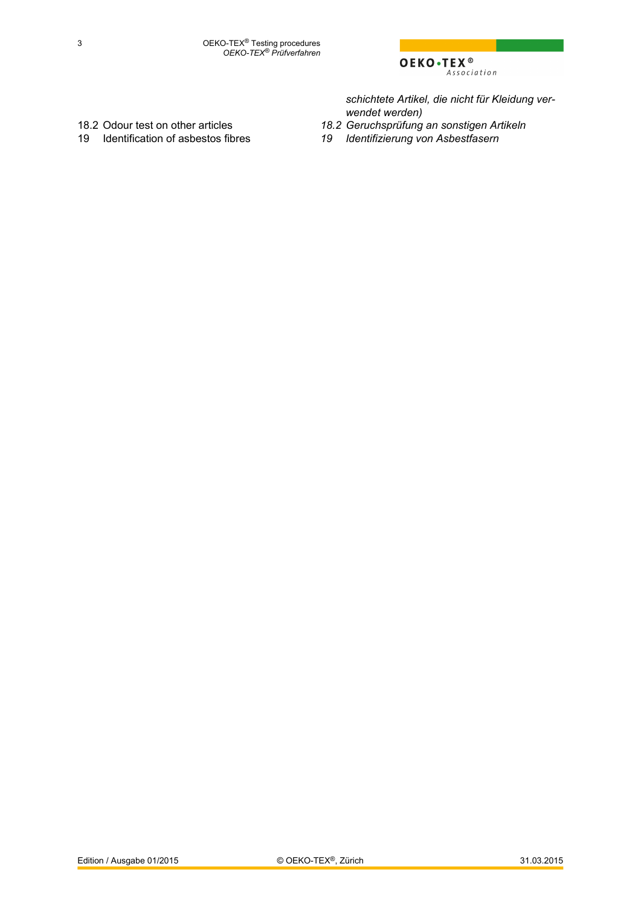*schichtete Artikel, die nicht für Kleidung verwendet werden)*

| | |
|---|---|
| 18.2 Odour test on other articles | *18.2 Geruchsprüfung an sonstigen Artikeln* |
| 19 Identification of asbestos fibres | *19 Identifizierung von Asbestfasern* |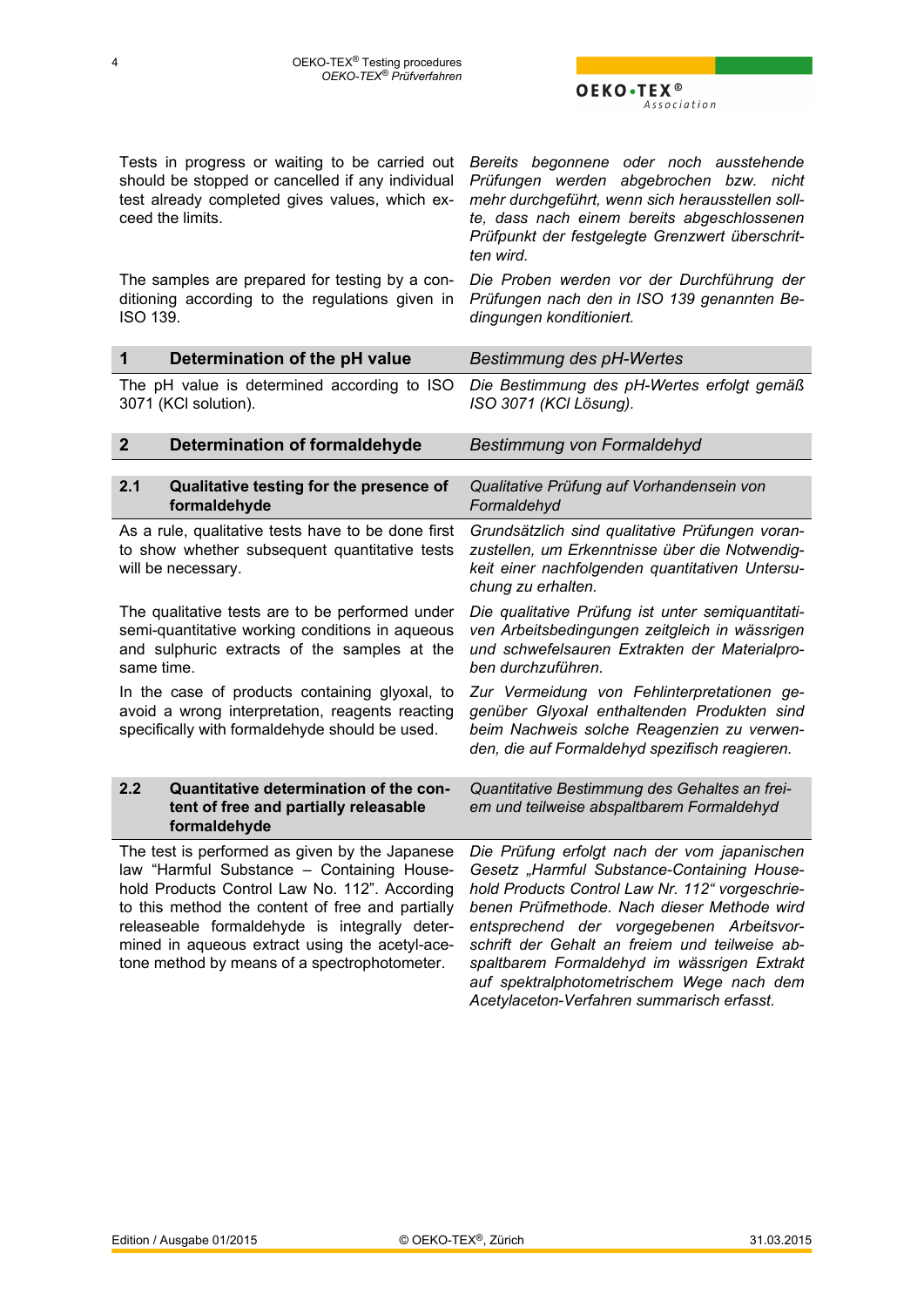Tests in progress or waiting to be carried out should be stopped or cancelled if any individual test already completed gives values, which exceed the limits.

*Bereits begonnene oder noch ausstehende Prüfungen werden abgebrochen bzw. nicht mehr durchgeführt, wenn sich herausstellen sollte, dass nach einem bereits abgeschlossenen Prüfpunkt der festgelegte Grenzwert überschritten wird.*

The samples are prepared for testing by a conditioning according to the regulations given in ISO 139.

*Die Proben werden vor der Durchführung der Prüfungen nach den in ISO 139 genannten Bedingungen konditioniert.*

## 1 Determination of the pH value / *Bestimmung des pH-Wertes*

The pH value is determined according to ISO 3071 (KCl solution).

*Die Bestimmung des pH-Wertes erfolgt gemäß ISO 3071 (KCl Lösung).*

## 2 Determination of formaldehyde / *Bestimmung von Formaldehyd*

### 2.1 Qualitative testing for the presence of formaldehyde / *Qualitative Prüfung auf Vorhandensein von Formaldehyd*

As a rule, qualitative tests have to be done first to show whether subsequent quantitative tests will be necessary.

*Grundsätzlich sind qualitative Prüfungen voranzustellen, um Erkenntnisse über die Notwendigkeit einer nachfolgenden quantitativen Untersuchung zu erhalten.*

The qualitative tests are to be performed under semi-quantitative working conditions in aqueous and sulphuric extracts of the samples at the same time.

*Die qualitative Prüfung ist unter semiquantitativen Arbeitsbedingungen zeitgleich in wässrigen und schwefelsauren Extrakten der Materialproben durchzuführen.*

In the case of products containing glyoxal, to avoid a wrong interpretation, reagents reacting specifically with formaldehyde should be used.

*Zur Vermeidung von Fehlinterpretationen gegenüber Glyoxal enthaltenden Produkten sind beim Nachweis solche Reagenzien zu verwenden, die auf Formaldehyd spezifisch reagieren.*

### 2.2 Quantitative determination of the content of free and partially releasable formaldehyde / *Quantitative Bestimmung des Gehaltes an freiem und teilweise abspaltbarem Formaldehyd*

The test is performed as given by the Japanese law “Harmful Substance – Containing Household Products Control Law No. 112”. According to this method the content of free and partially releasable formaldehyde is integrally determined in aqueous extract using the acetyl-acetone method by means of a spectrophotometer.

*Die Prüfung erfolgt nach der vom japanischen Gesetz „Harmful Substance-Containing Household Products Control Law Nr. 112“ vorgeschriebenen Prüfmethode. Nach dieser Methode wird entsprechend der vorgegebenen Arbeitsvorschrift der Gehalt an freiem und teilweise abspaltbarem Formaldehyd im wässrigen Extrakt auf spektralphotometrischem Wege nach dem Acetylaceton-Verfahren summarisch erfasst.*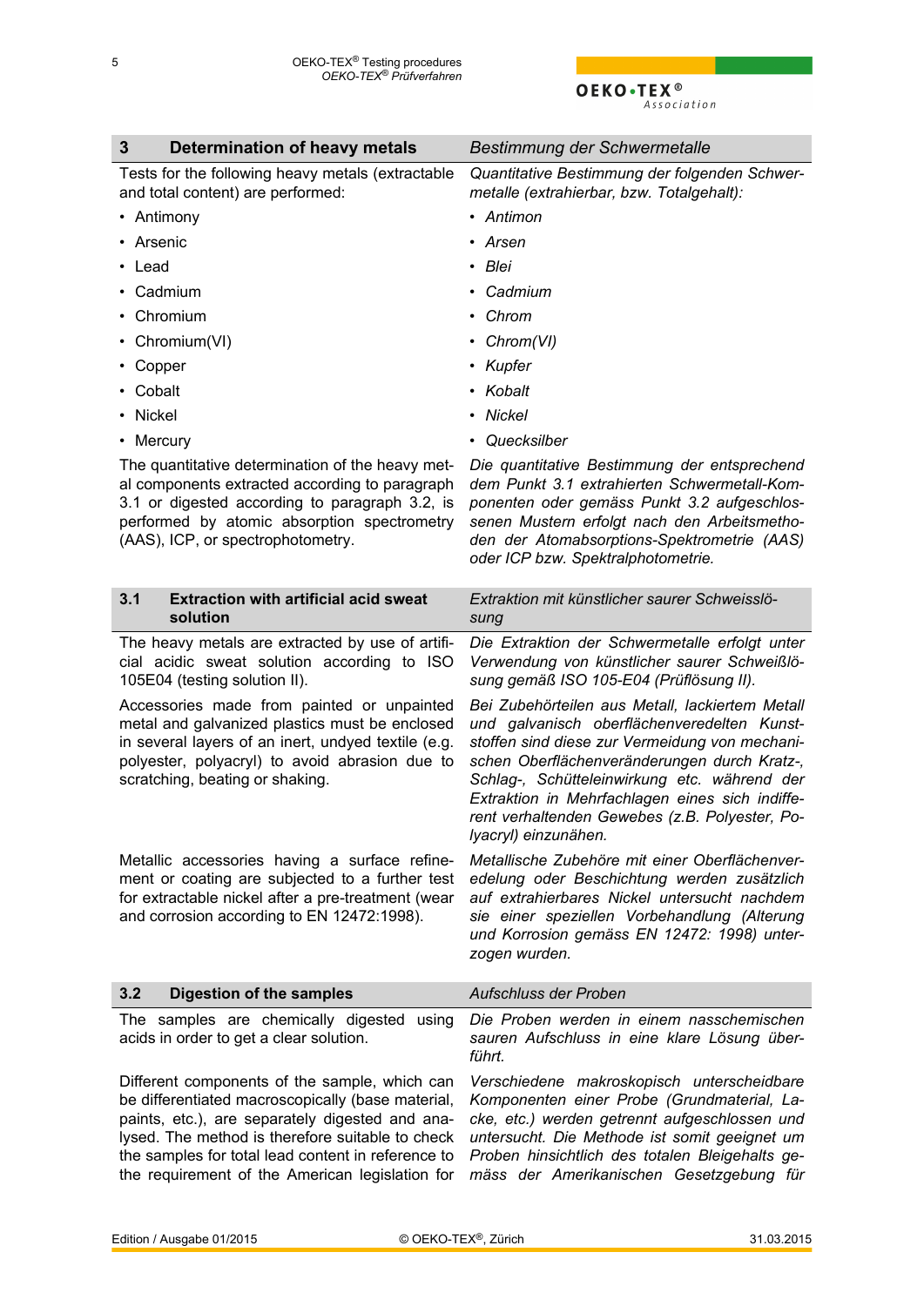## 3 Determination of heavy metals

*Bestimmung der Schwermetalle*

Tests for the following heavy metals (extractable and total content) are performed:

- Antimony
- Arsenic
- Lead
- Cadmium
- Chromium
- Chromium(VI)
- Copper
- Cobalt
- Nickel
- Mercury

*Quantitative Bestimmung der folgenden Schwermetalle (extrahierbar, bzw. Totalgehalt):*

- *Antimon*
- *Arsen*
- *Blei*
- *Cadmium*
- *Chrom*
- *Chrom(VI)*
- *Kupfer*
- *Kobalt*
- *Nickel*
- *Quecksilber*

The quantitative determination of the heavy metal components extracted according to paragraph 3.1 or digested according to paragraph 3.2, is performed by atomic absorption spectrometry (AAS), ICP, or spectrophotometry.

*Die quantitative Bestimmung der entsprechend dem Punkt 3.1 extrahierten Schwermetall-Komponenten oder gemäss Punkt 3.2 aufgeschlossenen Mustern erfolgt nach den Arbeitsmethoden der Atomabsorptions-Spektrometrie (AAS) oder ICP bzw. Spektralphotometrie.*

### 3.1 Extraction with artificial acid sweat solution

*Extraktion mit künstlicher saurer Schweisslösung*

The heavy metals are extracted by use of artificial acidic sweat solution according to ISO 105E04 (testing solution II).

*Die Extraktion der Schwermetalle erfolgt unter Verwendung von künstlicher saurer Schweißlösung gemäß ISO 105-E04 (Prüflösung II).*

Accessories made from painted or unpainted metal and galvanized plastics must be enclosed in several layers of an inert, undyed textile (e.g. polyester, polyacryl) to avoid abrasion due to scratching, beating or shaking.

*Bei Zubehörteilen aus Metall, lackiertem Metall und galvanisch oberflächenveredelten Kunststoffen sind diese zur Vermeidung von mechanischen Oberflächenveränderungen durch Kratz-, Schlag-, Schütteleinwirkung etc. während der Extraktion in Mehrfachlagen eines sich indifferent verhaltenden Gewebes (z.B. Polyester, Polyacryl) einzunähen.*

Metallic accessories having a surface refinement or coating are subjected to a further test for extractable nickel after a pre-treatment (wear and corrosion according to EN 12472:1998).

*Metallische Zubehöre mit einer Oberflächenveredelung oder Beschichtung werden zusätzlich auf extrahierbares Nickel untersucht nachdem sie einer speziellen Vorbehandlung (Alterung und Korrosion gemäss EN 12472: 1998) unterzogen wurden.*

### 3.2 Digestion of the samples

*Aufschluss der Proben*

The samples are chemically digested using acids in order to get a clear solution.

*Die Proben werden in einem nasschemischen sauren Aufschluss in eine klare Lösung überführt.*

Different components of the sample, which can be differentiated macroscopically (base material, paints, etc.), are separately digested and analysed. The method is therefore suitable to check the samples for total lead content in reference to the requirement of the American legislation for

*Verschiedene makroskopisch unterscheidbare Komponenten einer Probe (Grundmaterial, Lacke, etc.) werden getrennt aufgeschlossen und untersucht. Die Methode ist somit geeignet um Proben hinsichtlich des totalen Bleigehalts gemäss der Amerikanischen Gesetzgebung für*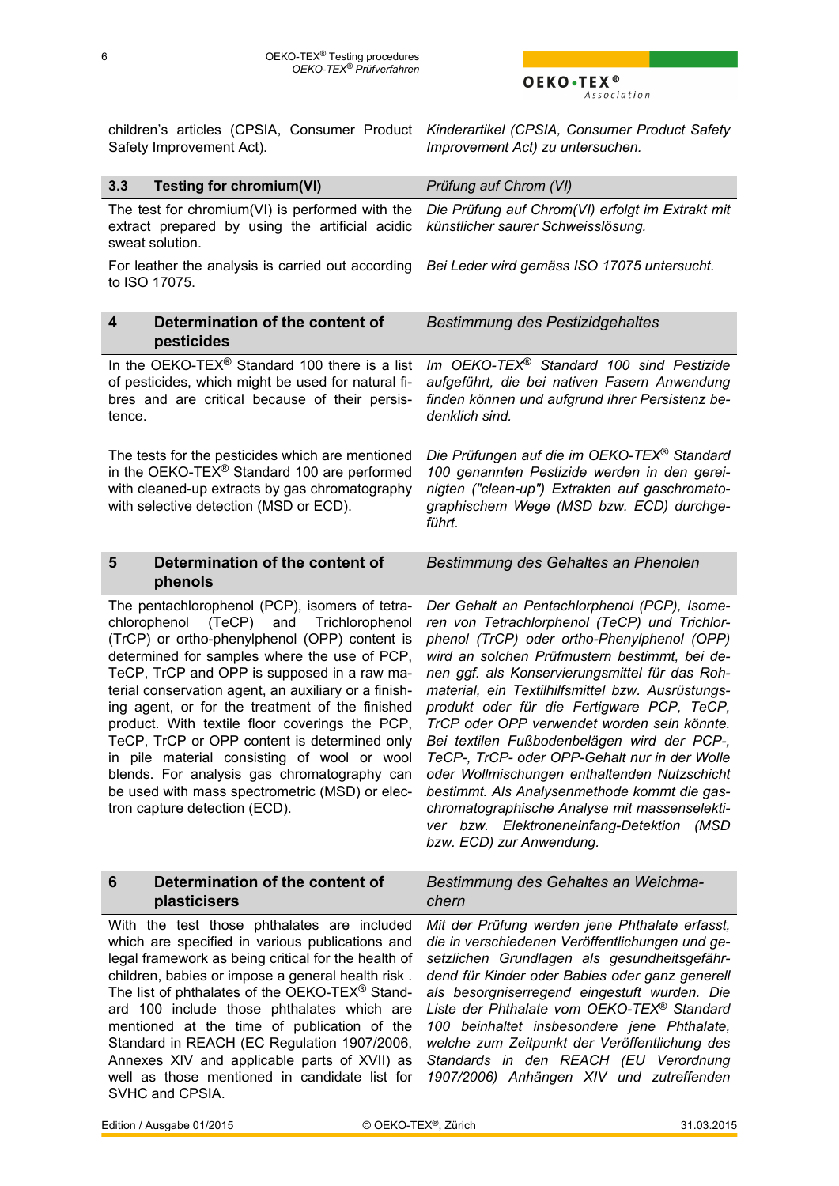children's articles (CPSIA, Consumer Product Safety Improvement Act).

*Kinderartikel (CPSIA, Consumer Product Safety Improvement Act) zu untersuchen.*

## 3.3 Testing for chromium(VI)

*Prüfung auf Chrom (VI)*

The test for chromium(VI) is performed with the extract prepared by using the artificial acidic sweat solution.

*Die Prüfung auf Chrom(VI) erfolgt im Extrakt mit künstlicher saurer Schweisslösung.*

For leather the analysis is carried out according to ISO 17075.

*Bei Leder wird gemäss ISO 17075 untersucht.*

## 4 Determination of the content of pesticides

*Bestimmung des Pestizidgehaltes*

In the OEKO-TEX® Standard 100 there is a list of pesticides, which might be used for natural fibres and are critical because of their persistence.

*Im OEKO-TEX® Standard 100 sind Pestizide aufgeführt, die bei nativen Fasern Anwendung finden können und aufgrund ihrer Persistenz bedenklich sind.*

The tests for the pesticides which are mentioned in the OEKO-TEX® Standard 100 are performed with cleaned-up extracts by gas chromatography with selective detection (MSD or ECD).

*Die Prüfungen auf die im OEKO-TEX® Standard 100 genannten Pestizide werden in den gereinigten ("clean-up") Extrakten auf gaschromatographischem Wege (MSD bzw. ECD) durchgeführt.*

## 5 Determination of the content of phenols

*Bestimmung des Gehaltes an Phenolen*

The pentachlorophenol (PCP), isomers of tetrachlorophenol (TeCP) and Trichlorophenol (TrCP) or ortho-phenylphenol (OPP) content is determined for samples where the use of PCP, TeCP, TrCP and OPP is supposed in a raw material conservation agent, an auxiliary or a finishing agent, or for the treatment of the finished product. With textile floor coverings the PCP, TeCP, TrCP or OPP content is determined only in pile material consisting of wool or wool blends. For analysis gas chromatography can be used with mass spectrometric (MSD) or electron capture detection (ECD).

*Der Gehalt an Pentachlorphenol (PCP), Isomeren von Tetrachlorphenol (TeCP) und Trichlorphenol (TrCP) oder ortho-Phenylphenol (OPP) wird an solchen Prüfmustern bestimmt, bei denen ggf. als Konservierungsmittel für das Rohmaterial, ein Textilhilfsmittel bzw. Ausrüstungsprodukt oder für die Fertigware PCP, TeCP, TrCP oder OPP verwendet worden sein könnte. Bei textilen Fußbodenbelägen wird der PCP-, TeCP-, TrCP- oder OPP-Gehalt nur in der Wolle oder Wollmischungen enthaltenden Nutzschicht bestimmt. Als Analysenmethode kommt die gaschromatographische Analyse mit massenselektiver bzw. Elektroneneinfang-Detektion (MSD bzw. ECD) zur Anwendung.*

## 6 Determination of the content of plasticisers

*Bestimmung des Gehaltes an Weichmachern*

With the test those phthalates are included which are specified in various publications and legal framework as being critical for the health of children, babies or impose a general health risk . The list of phthalates of the OEKO-TEX® Standard 100 include those phthalates which are mentioned at the time of publication of the Standard in REACH (EC Regulation 1907/2006, Annexes XIV and applicable parts of XVII) as well as those mentioned in candidate list for SVHC and CPSIA.

*Mit der Prüfung werden jene Phthalate erfasst, die in verschiedenen Veröffentlichungen und gesetzlichen Grundlagen als gesundheitsgefährdend für Kinder oder Babies oder ganz generell als besorgniserregend eingestuft wurden. Die Liste der Phthalate vom OEKO-TEX® Standard 100 beinhaltet insbesondere jene Phthalate, welche zum Zeitpunkt der Veröffentlichung des Standards in den REACH (EU Verordnung 1907/2006) Anhängen XIV und zutreffenden*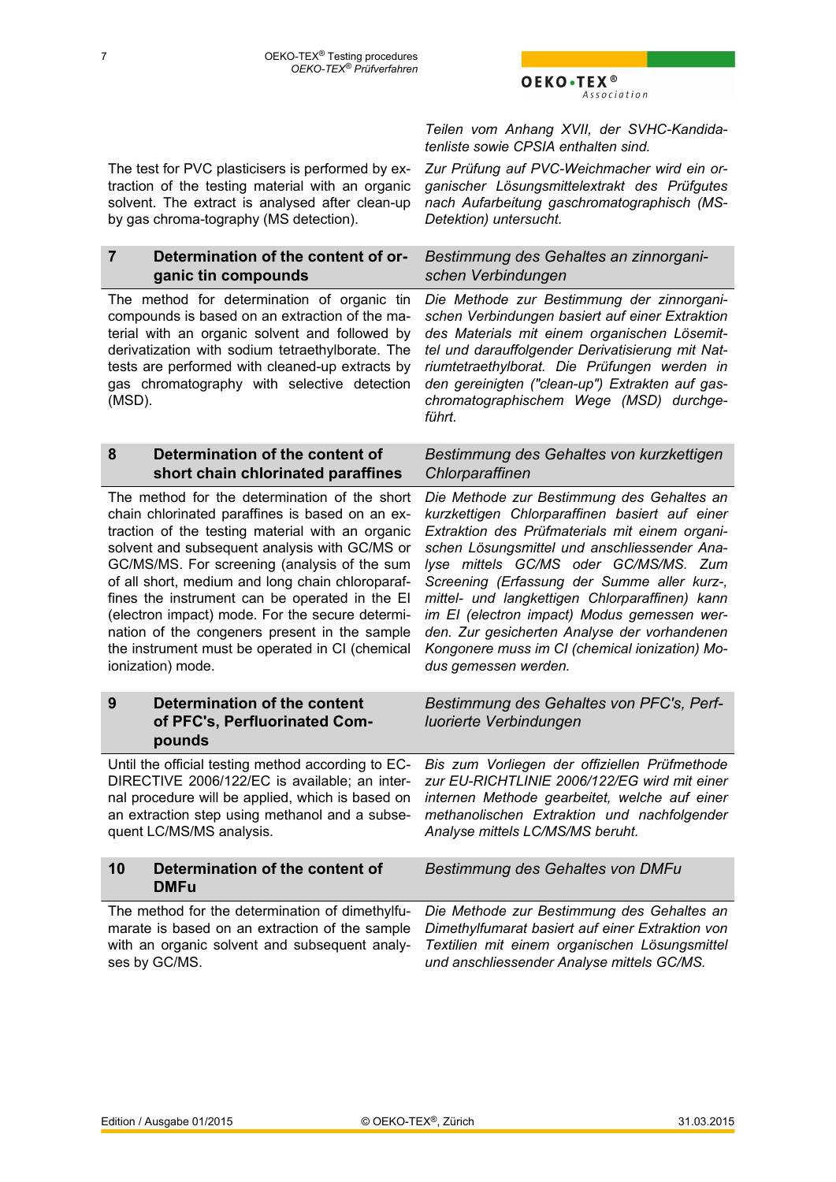*Teilen vom Anhang XVII, der SVHC-Kandidatenliste sowie CPSIA enthalten sind.*

The test for PVC plasticisers is performed by extraction of the testing material with an organic solvent. The extract is analysed after clean-up by gas chroma-tography (MS detection).

*Zur Prüfung auf PVC-Weichmacher wird ein organischer Lösungsmittelextrakt des Prüfgutes nach Aufarbeitung gaschromatographisch (MS-Detektion) untersucht.*

## 7 Determination of the content of organic tin compounds

*Bestimmung des Gehaltes an zinnorganischen Verbindungen*

The method for determination of organic tin compounds is based on an extraction of the material with an organic solvent and followed by derivatization with sodium tetraethylborate. The tests are performed with cleaned-up extracts by gas chromatography with selective detection (MSD).

*Die Methode zur Bestimmung der zinnorganischen Verbindungen basiert auf einer Extraktion des Materials mit einem organischen Lösemittel und darauffolgender Derivatisierung mit Natriumtetraethylborat. Die Prüfungen werden in den gereinigten ("clean-up") Extrakten auf gaschromatographischem Wege (MSD) durchgeführt.*

## 8 Determination of the content of short chain chlorinated paraffines

*Bestimmung des Gehaltes von kurzkettigen Chlorparaffinen*

The method for the determination of the short chain chlorinated paraffines is based on an extraction of the testing material with an organic solvent and subsequent analysis with GC/MS or GC/MS/MS. For screening (analysis of the sum of all short, medium and long chain chloroparaffines the instrument can be operated in the EI (electron impact) mode. For the secure determination of the congeners present in the sample the instrument must be operated in CI (chemical ionization) mode.

*Die Methode zur Bestimmung des Gehaltes an kurzkettigen Chlorparaffinen basiert auf einer Extraktion des Prüfmaterials mit einem organischen Lösungsmittel und anschliessender Analyse mittels GC/MS oder GC/MS/MS. Zum Screening (Erfassung der Summe aller kurz-, mittel- und langkettigen Chlorparaffinen) kann im EI (electron impact) Modus gemessen werden. Zur gesicherten Analyse der vorhandenen Kongonere muss im CI (chemical ionization) Modus gemessen werden.*

## 9 Determination of the content of PFC's, Perfluorinated Compounds

*Bestimmung des Gehaltes von PFC's, Perfluorierte Verbindungen*

Until the official testing method according to EC-DIRECTIVE 2006/122/EC is available; an internal procedure will be applied, which is based on an extraction step using methanol and a subsequent LC/MS/MS analysis.

*Bis zum Vorliegen der offiziellen Prüfmethode zur EU-RICHTLINIE 2006/122/EG wird mit einer internen Methode gearbeitet, welche auf einer methanolischen Extraktion und nachfolgender Analyse mittels LC/MS/MS beruht.*

## 10 Determination of the content of DMFu

*Bestimmung des Gehaltes von DMFu*

The method for the determination of dimethylfumarate is based on an extraction of the sample with an organic solvent and subsequent analyses by GC/MS.

*Die Methode zur Bestimmung des Gehaltes an Dimethylfumarat basiert auf einer Extraktion von Textilien mit einem organischen Lösungsmittel und anschliessender Analyse mittels GC/MS.*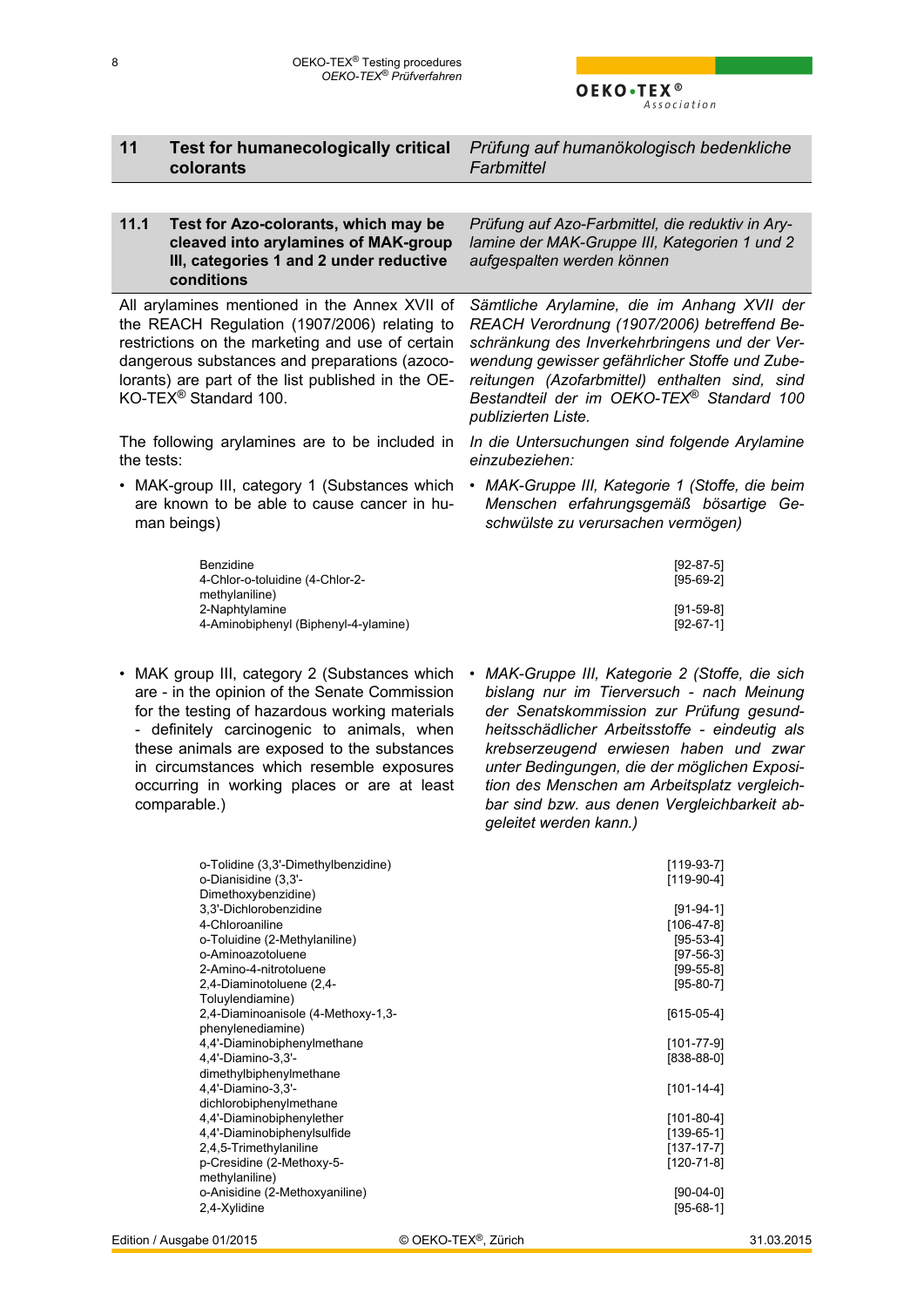## 11 Test for humanecologically critical colorants

*Prüfung auf humanökologisch bedenkliche Farbmittel*

### 11.1 Test for Azo-colorants, which may be cleaved into arylamines of MAK-group III, categories 1 and 2 under reductive conditions

*Prüfung auf Azo-Farbmittel, die reduktiv in Arylamine der MAK-Gruppe III, Kategorien 1 und 2 aufgespalten werden können*

All arylamines mentioned in the Annex XVII of the REACH Regulation (1907/2006) relating to restrictions on the marketing and use of certain dangerous substances and preparations (azocolorants) are part of the list published in the OEKO-TEX® Standard 100.

*Sämtliche Arylamine, die im Anhang XVII der REACH Verordnung (1907/2006) betreffend Beschränkung des Inverkehrbringens und der Verwendung gewisser gefährlicher Stoffe und Zubereitungen (Azofarbmittel) enthalten sind, sind Bestandteil der im OEKO-TEX® Standard 100 publizierten Liste.*

The following arylamines are to be included in the tests:

*In die Untersuchungen sind folgende Arylamine einzubeziehen:*

- MAK-group III, category 1 (Substances which are known to be able to cause cancer in human beings)

- *MAK-Gruppe III, Kategorie 1 (Stoffe, die beim Menschen erfahrungsgemäß bösartige Geschwülste zu verursachen vermögen)*

| Substance | CAS |
|---|---|
| Benzidine | [92-87-5] |
| 4-Chlor-o-toluidine (4-Chlor-2-methylaniline) | [95-69-2] |
| 2-Naphtylamine | [91-59-8] |
| 4-Aminobiphenyl (Biphenyl-4-ylamine) | [92-67-1] |

- MAK group III, category 2 (Substances which are - in the opinion of the Senate Commission for the testing of hazardous working materials - definitely carcinogenic to animals, when these animals are exposed to the substances in circumstances which resemble exposures occurring in working places or are at least comparable.)

- *MAK-Gruppe III, Kategorie 2 (Stoffe, die sich bislang nur im Tierversuch - nach Meinung der Senatskommission zur Prüfung gesundheitsschädlicher Arbeitsstoffe - eindeutig als krebserzeugend erwiesen haben und zwar unter Bedingungen, die der möglichen Exposition des Menschen am Arbeitsplatz vergleichbar sind bzw. aus denen Vergleichbarkeit abgeleitet werden kann.)*

| Substance | CAS |
|---|---|
| o-Tolidine (3,3'-Dimethylbenzidine) | [119-93-7] |
| o-Dianisidine (3,3'-Dimethoxybenzidine) | [119-90-4] |
| 3,3'-Dichlorobenzidine | [91-94-1] |
| 4-Chloroaniline | [106-47-8] |
| o-Toluidine (2-Methylaniline) | [95-53-4] |
| o-Aminoazotoluene | [97-56-3] |
| 2-Amino-4-nitrotoluene | [99-55-8] |
| 2,4-Diaminotoluene (2,4-Toluylendiamine) | [95-80-7] |
| 2,4-Diaminoanisole (4-Methoxy-1,3-phenylenediamine) | [615-05-4] |
| 4,4'-Diaminobiphenylmethane | [101-77-9] |
| 4,4'-Diamino-3,3'-dimethylbiphenylmethane | [838-88-0] |
| 4,4'-Diamino-3,3'-dichlorobiphenylmethane | [101-14-4] |
| 4,4'-Diaminobiphenylether | [101-80-4] |
| 4,4'-Diaminobiphenylsulfide | [139-65-1] |
| 2,4,5-Trimethylaniline | [137-17-7] |
| p-Cresidine (2-Methoxy-5-methylaniline) | [120-71-8] |
| o-Anisidine (2-Methoxyaniline) | [90-04-0] |
| 2,4-Xylidine | [95-68-1] |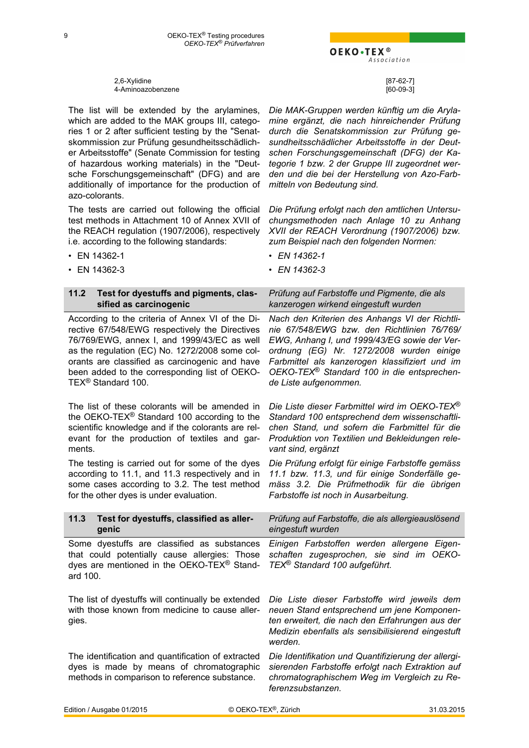| | |
|---|---|
| 2,6-Xylidine | [87-62-7] |
| 4-Aminoazobenzene | [60-09-3] |

The list will be extended by the arylamines, which are added to the MAK groups III, categories 1 or 2 after sufficient testing by the "Senatskommission zur Prüfung gesundheitsschädlicher Arbeitsstoffe" (Senate Commission for testing of hazardous working materials) in the "Deutsche Forschungsgemeinschaft" (DFG) and are additionally of importance for the production of azo-colorants.

*Die MAK-Gruppen werden künftig um die Arylamine ergänzt, die nach hinreichender Prüfung durch die Senatskommission zur Prüfung gesundheitsschädlicher Arbeitsstoffe in der Deutschen Forschungsgemeinschaft (DFG) der Kategorie 1 bzw. 2 der Gruppe III zugeordnet werden und die bei der Herstellung von Azo-Farbmitteln von Bedeutung sind.*

The tests are carried out following the official test methods in Attachment 10 of Annex XVII of the REACH regulation (1907/2006), respectively i.e. according to the following standards:

- EN 14362-1
- EN 14362-3

*Die Prüfung erfolgt nach den amtlichen Untersuchungsmethoden nach Anlage 10 zu Anhang XVII der REACH Verordnung (1907/2006) bzw. zum Beispiel nach den folgenden Normen:*

- *EN 14362-1*
- *EN 14362-3*

## 11.2 Test for dyestuffs and pigments, classified as carcinogenic

## *Prüfung auf Farbstoffe und Pigmente, die als kanzerogen wirkend eingestuft wurden*

According to the criteria of Annex VI of the Directive 67/548/EWG respectively the Directives 76/769/EWG, annex I, and 1999/43/EC as well as the regulation (EC) No. 1272/2008 some colorants are classified as carcinogenic and have been added to the corresponding list of OEKO-TEX® Standard 100.

*Nach den Kriterien des Anhangs VI der Richtlinie 67/548/EWG bzw. den Richtlinien 76/769/EWG, Anhang I, und 1999/43/EG sowie der Verordnung (EG) Nr. 1272/2008 wurden einige Farbmittel als kanzerogen klassifiziert und im OEKO-TEX® Standard 100 in die entsprechende Liste aufgenommen.*

The list of these colorants will be amended in the OEKO-TEX® Standard 100 according to the scientific knowledge and if the colorants are relevant for the production of textiles and garments.

*Die Liste dieser Farbmittel wird im OEKO-TEX® Standard 100 entsprechend dem wissenschaftlichen Stand, und sofern die Farbmittel für die Produktion von Textilien und Bekleidungen relevant sind, ergänzt*

The testing is carried out for some of the dyes according to 11.1, and 11.3 respectively and in some cases according to 3.2. The test method for the other dyes is under evaluation.

*Die Prüfung erfolgt für einige Farbstoffe gemäss 11.1 bzw. 11.3, und für einige Sonderfälle gemäss 3.2. Die Prüfmethodik für die übrigen Farbstoffe ist noch in Ausarbeitung.*

## 11.3 Test for dyestuffs, classified as allergenic

## *Prüfung auf Farbstoffe, die als allergieauslösend eingestuft wurden*

Some dyestuffs are classified as substances that could potentially cause allergies: Those dyes are mentioned in the OEKO-TEX® Standard 100.

*Einigen Farbstoffen werden allergene Eigenschaften zugesprochen, sie sind im OEKO-TEX® Standard 100 aufgeführt.*

The list of dyestuffs will continually be extended with those known from medicine to cause allergies.

*Die Liste dieser Farbstoffe wird jeweils dem neuen Stand entsprechend um jene Komponenten erweitert, die nach den Erfahrungen aus der Medizin ebenfalls als sensibilisierend eingestuft werden.*

The identification and quantification of extracted dyes is made by means of chromatographic methods in comparison to reference substance.

*Die Identifikation und Quantifizierung der allergisierenden Farbstoffe erfolgt nach Extraktion auf chromatographischem Weg im Vergleich zu Referenzsubstanzen.*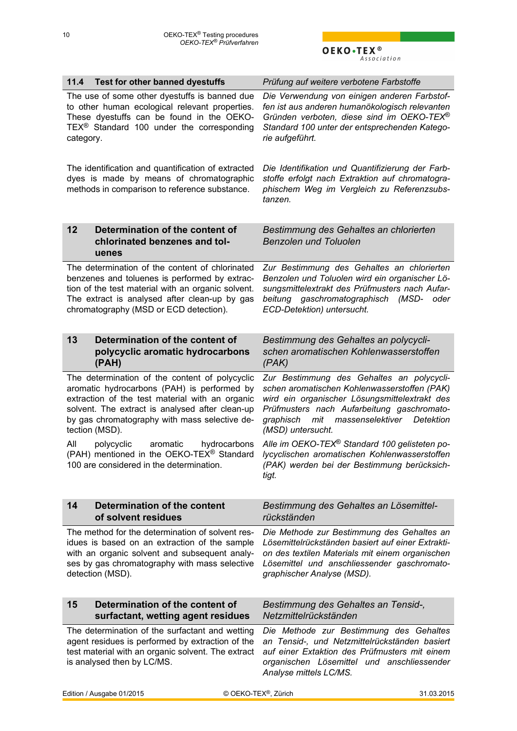### 11.4 Test for other banned dyestuffs

*Prüfung auf weitere verbotene Farbstoffe*

The use of some other dyestuffs is banned due to other human ecological relevant properties. These dyestuffs can be found in the OEKO-TEX® Standard 100 under the corresponding category.

*Die Verwendung von einigen anderen Farbstoffen ist aus anderen humanökologisch relevanten Gründen verboten, diese sind im OEKO-TEX® Standard 100 unter der entsprechenden Kategorie aufgeführt.*

The identification and quantification of extracted dyes is made by means of chromatographic methods in comparison to reference substance.

*Die Identifikation und Quantifizierung der Farbstoffe erfolgt nach Extraktion auf chromatographischem Weg im Vergleich zu Referenzsubstanzen.*

## 12 Determination of the content of chlorinated benzenes and toluenes

*Bestimmung des Gehaltes an chlorierten Benzolen und Toluolen*

The determination of the content of chlorinated benzenes and toluenes is performed by extraction of the test material with an organic solvent. The extract is analysed after clean-up by gas chromatography (MSD or ECD detection).

*Zur Bestimmung des Gehaltes an chlorierten Benzolen und Toluolen wird ein organischer Lösungsmittelextrakt des Prüfmusters nach Aufarbeitung gaschromatographisch (MSD- oder ECD-Detektion) untersucht.*

## 13 Determination of the content of polycyclic aromatic hydrocarbons (PAH)

*Bestimmung des Gehaltes an polycyclischen aromatischen Kohlenwasserstoffen (PAK)*

The determination of the content of polycyclic aromatic hydrocarbons (PAH) is performed by extraction of the test material with an organic solvent. The extract is analysed after clean-up by gas chromatography with mass selective detection (MSD).

*Zur Bestimmung des Gehaltes an polycyclischen aromatischen Kohlenwasserstoffen (PAK) wird ein organischer Lösungsmittelextrakt des Prüfmusters nach Aufarbeitung gaschromatographisch mit massenselektiver Detektion (MSD) untersucht.*

All polycyclic aromatic hydrocarbons (PAH) mentioned in the OEKO-TEX® Standard 100 are considered in the determination.

*Alle im OEKO-TEX® Standard 100 gelisteten polycyclischen aromatischen Kohlenwasserstoffen (PAK) werden bei der Bestimmung berücksichtigt.*

## 14 Determination of the content of solvent residues

*Bestimmung des Gehaltes an Lösemittelrückständen*

The method for the determination of solvent residues is based on an extraction of the sample with an organic solvent and subsequent analyses by gas chromatography with mass selective detection (MSD).

*Die Methode zur Bestimmung des Gehaltes an Lösemittelrückständen basiert auf einer Extraktion des textilen Materials mit einem organischen Lösemittel und anschliessender gaschromatographischer Analyse (MSD).*

## 15 Determination of the content of surfactant, wetting agent residues

*Bestimmung des Gehaltes an Tensid-, Netzmittelrückständen*

The determination of the surfactant and wetting agent residues is performed by extraction of the test material with an organic solvent. The extract is analysed then by LC/MS.

*Die Methode zur Bestimmung des Gehaltes an Tensid-, und Netzmittelrückständen basiert auf einer Extaktion des Prüfmusters mit einem organischen Lösemittel und anschliessender Analyse mittels LC/MS.*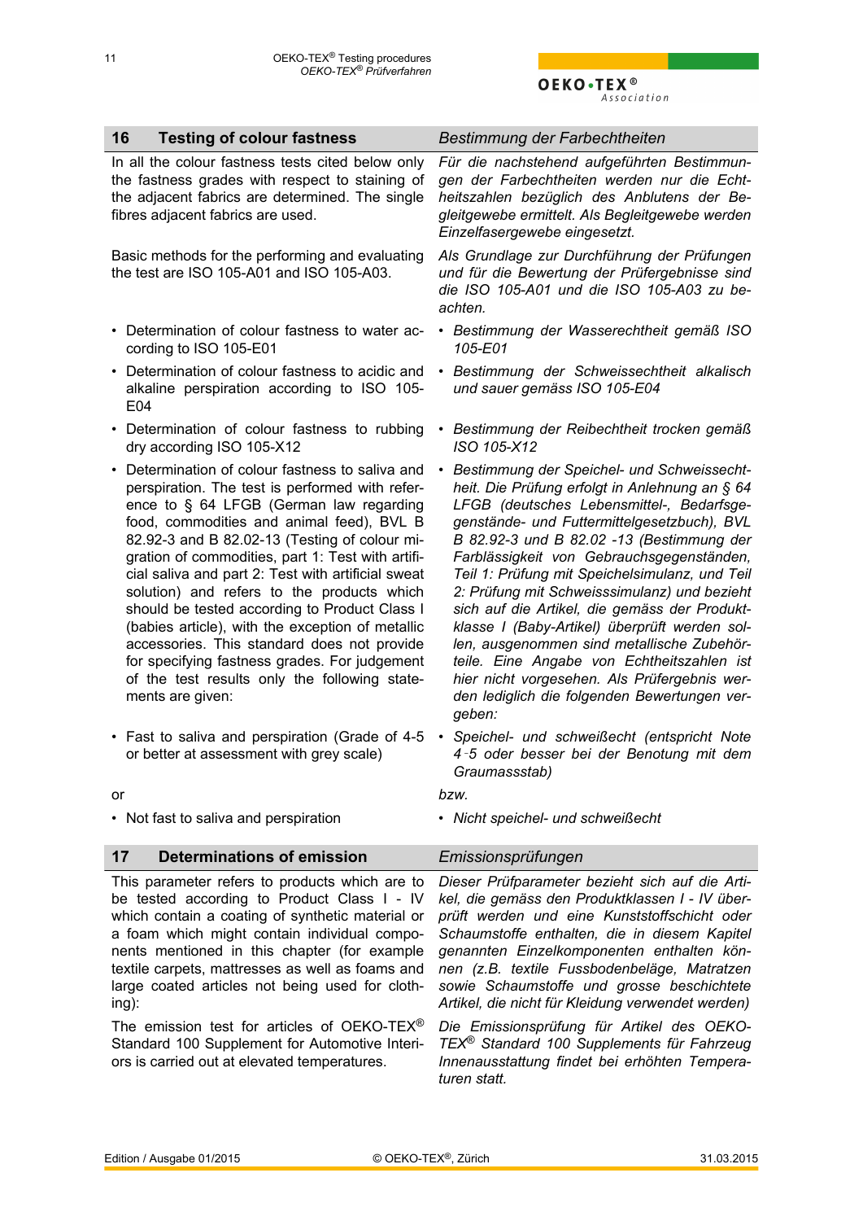## 16 Testing of colour fastness

*Bestimmung der Farbechtheiten*

In all the colour fastness tests cited below only the fastness grades with respect to staining of the adjacent fabrics are determined. The single fibres adjacent fabrics are used.

*Für die nachstehend aufgeführten Bestimmungen der Farbechtheiten werden nur die Echtheitszahlen bezüglich des Anblutens der Begleitgewebe ermittelt. Als Begleitgewebe werden Einzelfasergewebe eingesetzt.*

Basic methods for the performing and evaluating the test are ISO 105-A01 and ISO 105-A03.

*Als Grundlage zur Durchführung der Prüfungen und für die Bewertung der Prüfergebnisse sind die ISO 105-A01 und die ISO 105-A03 zu beachten.*

- Determination of colour fastness to water according to ISO 105-E01
- Determination of colour fastness to acidic and alkaline perspiration according to ISO 105-E04
- Determination of colour fastness to rubbing dry according ISO 105-X12
- Determination of colour fastness to saliva and perspiration. The test is performed with reference to § 64 LFGB (German law regarding food, commodities and animal feed), BVL B 82.92-3 and B 82.02-13 (Testing of colour migration of commodities, part 1: Test with artificial saliva and part 2: Test with artificial sweat solution) and refers to the products which should be tested according to Product Class I (babies article), with the exception of metallic accessories. This standard does not provide for specifying fastness grades. For judgement of the test results only the following statements are given:
- Fast to saliva and perspiration (Grade of 4-5 or better at assessment with grey scale)

or

- Not fast to saliva and perspiration

- *Bestimmung der Wasserechtheit gemäß ISO 105-E01*
- *Bestimmung der Schweissechtheit alkalisch und sauer gemäss ISO 105-E04*
- *Bestimmung der Reibechtheit trocken gemäß ISO 105-X12*
- *Bestimmung der Speichel- und Schweissechtheit. Die Prüfung erfolgt in Anlehnung an § 64 LFGB (deutsches Lebensmittel-, Bedarfsgegenstände- und Futtermittelgesetzbuch), BVL B 82.92-3 und B 82.02 -13 (Bestimmung der Farblässigkeit von Gebrauchsgegenständen, Teil 1: Prüfung mit Speichelsimulanz, und Teil 2: Prüfung mit Schweisssimulanz) und bezieht sich auf die Artikel, die gemäss der Produktklasse I (Baby-Artikel) überprüft werden sollen, ausgenommen sind metallische Zubehörteile. Eine Angabe von Echtheitszahlen ist hier nicht vorgesehen. Als Prüfergebnis werden lediglich die folgenden Bewertungen vergeben:*
- *Speichel- und schweißecht (entspricht Note 4-5 oder besser bei der Benotung mit dem Graumassstab)*

*bzw.*

- *Nicht speichel- und schweißecht*

## 17 Determinations of emission

*Emissionsprüfungen*

This parameter refers to products which are to be tested according to Product Class I - IV which contain a coating of synthetic material or a foam which might contain individual components mentioned in this chapter (for example textile carpets, mattresses as well as foams and large coated articles not being used for clothing):

*Dieser Prüfparameter bezieht sich auf die Artikel, die gemäss den Produktklassen I - IV überprüft werden und eine Kunststoffschicht oder Schaumstoffe enthalten, die in diesem Kapitel genannten Einzelkomponenten enthalten können (z.B. textile Fussbodenbeläge, Matratzen sowie Schaumstoffe und grosse beschichtete Artikel, die nicht für Kleidung verwendet werden)*

The emission test for articles of OEKO-TEX® Standard 100 Supplement for Automotive Interiors is carried out at elevated temperatures.

*Die Emissionsprüfung für Artikel des OEKO-TEX® Standard 100 Supplements für Fahrzeug Innenausstattung findet bei erhöhten Temperaturen statt.*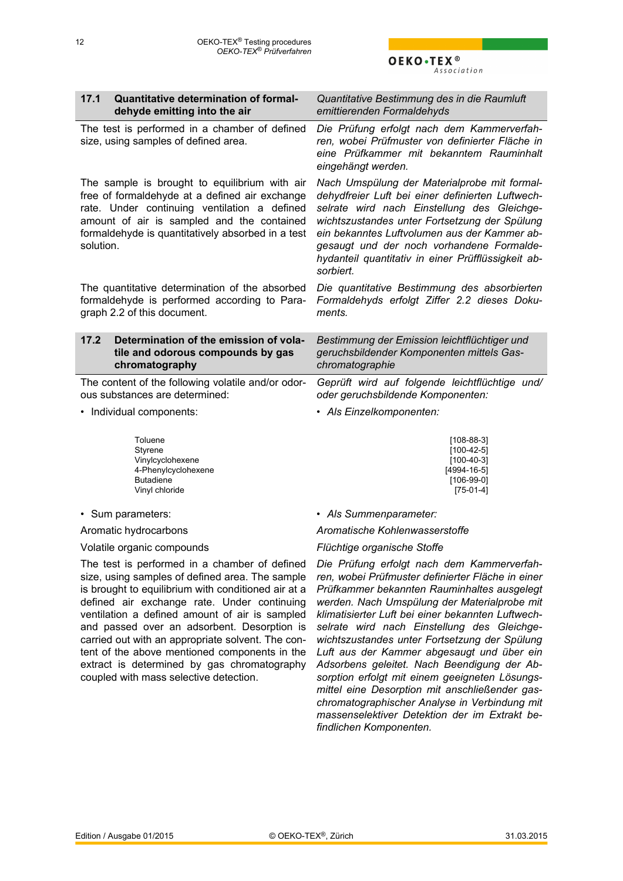## 17.1 Quantitative determination of formaldehyde emitting into the air

*Quantitative Bestimmung des in die Raumluft emittierenden Formaldehyds*

The test is performed in a chamber of defined size, using samples of defined area.

*Die Prüfung erfolgt nach dem Kammerverfahren, wobei Prüfmuster von definierter Fläche in eine Prüfkammer mit bekanntem Rauminhalt eingehängt werden.*

The sample is brought to equilibrium with air free of formaldehyde at a defined air exchange rate. Under continuing ventilation a defined amount of air is sampled and the contained formaldehyde is quantitatively absorbed in a test solution.

*Nach Umspülung der Materialprobe mit formaldehydfreier Luft bei einer definierten Luftwechselrate wird nach Einstellung des Gleichgewichtszustandes unter Fortsetzung der Spülung ein bekanntes Luftvolumen aus der Kammer abgesaugt und der noch vorhandene Formaldehydanteil quantitativ in einer Prüfflüssigkeit absorbiert.*

The quantitative determination of the absorbed formaldehyde is performed according to Paragraph 2.2 of this document.

*Die quantitative Bestimmung des absorbierten Formaldehyds erfolgt Ziffer 2.2 dieses Dokuments.*

## 17.2 Determination of the emission of volatile and odorous compounds by gas chromatography

*Bestimmung der Emission leichtflüchtiger und geruchsbildender Komponenten mittels Gaschromatographie*

The content of the following volatile and/or odorous substances are determined:

*Geprüft wird auf folgende leichtflüchtige und/ oder geruchsbildende Komponenten:*

- Individual components: / *Als Einzelkomponenten:*

| | |
|---|---|
| Toluene | [108-88-3] |
| Styrene | [100-42-5] |
| Vinylcyclohexene | [100-40-3] |
| 4-Phenylcyclohexene | [4994-16-5] |
| Butadiene | [106-99-0] |
| Vinyl chloride | [75-01-4] |

- Sum parameters: / *Als Summenparameter:*

Aromatic hydrocarbons / *Aromatische Kohlenwasserstoffe*

Volatile organic compounds / *Flüchtige organische Stoffe*

The test is performed in a chamber of defined size, using samples of defined area. The sample is brought to equilibrium with conditioned air at a defined air exchange rate. Under continuing ventilation a defined amount of air is sampled and passed over an adsorbent. Desorption is carried out with an appropriate solvent. The content of the above mentioned components in the extract is determined by gas chromatography coupled with mass selective detection.

*Die Prüfung erfolgt nach dem Kammerverfahren, wobei Prüfmuster definierter Fläche in einer Prüfkammer bekannten Rauminhaltes ausgelegt werden. Nach Umspülung der Materialprobe mit klimatisierter Luft bei einer bekannten Luftwechselrate wird nach Einstellung des Gleichgewichtszustandes unter Fortsetzung der Spülung Luft aus der Kammer abgesaugt und über ein Adsorbens geleitet. Nach Beendigung der Absorption erfolgt mit einem geeigneten Lösungsmittel eine Desorption mit anschließender gaschromatographischer Analyse in Verbindung mit massenselektiver Detektion der im Extrakt befindlichen Komponenten.*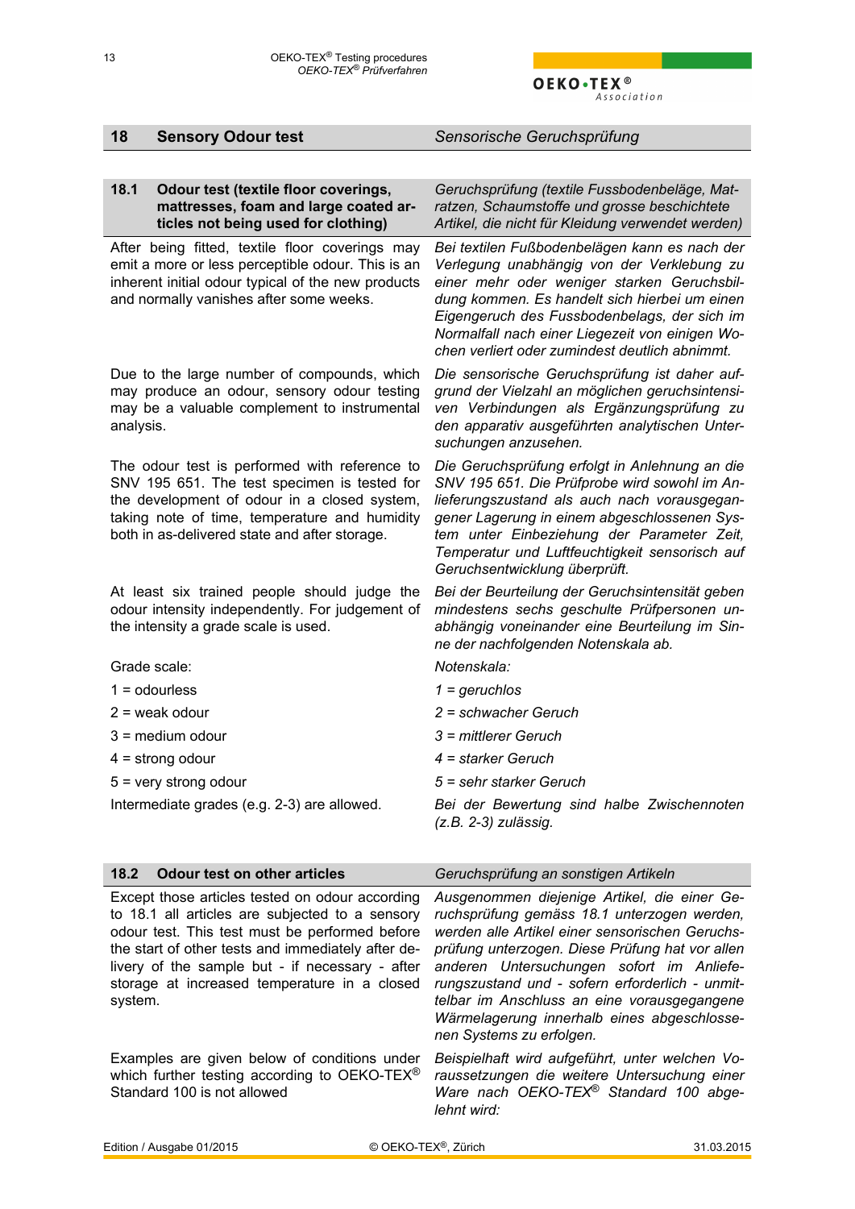## 18 Sensory Odour test

*Sensorische Geruchsprüfung*

### 18.1 Odour test (textile floor coverings, mattresses, foam and large coated articles not being used for clothing)

*Geruchsprüfung (textile Fussbodenbeläge, Matratzen, Schaumstoffe und grosse beschichtete Artikel, die nicht für Kleidung verwendet werden)*

After being fitted, textile floor coverings may emit a more or less perceptible odour. This is an inherent initial odour typical of the new products and normally vanishes after some weeks.

*Bei textilen Fußbodenbelägen kann es nach der Verlegung unabhängig von der Verklebung zu einer mehr oder weniger starken Geruchsbildung kommen. Es handelt sich hierbei um einen Eigengeruch des Fussbodenbelags, der sich im Normalfall nach einer Liegezeit von einigen Wochen verliert oder zumindest deutlich abnimmt.*

Due to the large number of compounds, which may produce an odour, sensory odour testing may be a valuable complement to instrumental analysis.

*Die sensorische Geruchsprüfung ist daher aufgrund der Vielzahl an möglichen geruchsintensiven Verbindungen als Ergänzungsprüfung zu den apparativ ausgeführten analytischen Untersuchungen anzusehen.*

The odour test is performed with reference to SNV 195 651. The test specimen is tested for the development of odour in a closed system, taking note of time, temperature and humidity both in as-delivered state and after storage.

*Die Geruchsprüfung erfolgt in Anlehnung an die SNV 195 651. Die Prüfprobe wird sowohl im Anlieferungszustand als auch nach vorausgegangener Lagerung in einem abgeschlossenen System unter Einbeziehung der Parameter Zeit, Temperatur und Luftfeuchtigkeit sensorisch auf Geruchsentwicklung überprüft.*

At least six trained people should judge the odour intensity independently. For judgement of the intensity a grade scale is used.

*Bei der Beurteilung der Geruchsintensität geben mindestens sechs geschulte Prüfpersonen unabhängig voneinander eine Beurteilung im Sinne der nachfolgenden Notenskala ab.*

Grade scale:

1 = odourless

2 = weak odour

3 = medium odour

4 = strong odour

5 = very strong odour

Intermediate grades (e.g. 2-3) are allowed.

*Notenskala:*

*1 = geruchlos*

*2 = schwacher Geruch*

*3 = mittlerer Geruch*

*4 = starker Geruch*

*5 = sehr starker Geruch*

*Bei der Bewertung sind halbe Zwischennoten (z.B. 2-3) zulässig.*

### 18.2 Odour test on other articles

*Geruchsprüfung an sonstigen Artikeln*

Except those articles tested on odour according to 18.1 all articles are subjected to a sensory odour test. This test must be performed before the start of other tests and immediately after delivery of the sample but - if necessary - after storage at increased temperature in a closed system.

*Ausgenommen diejenige Artikel, die einer Geruchsprüfung gemäss 18.1 unterzogen werden, werden alle Artikel einer sensorischen Geruchsprüfung unterzogen. Diese Prüfung hat vor allen anderen Untersuchungen sofort im Anlieferungszustand und - sofern erforderlich - unmittelbar im Anschluss an eine vorausgegangene Wärmelagerung innerhalb eines abgeschlossenen Systems zu erfolgen.*

Examples are given below of conditions under which further testing according to OEKO-TEX® Standard 100 is not allowed

*Beispielhaft wird aufgeführt, unter welchen Voraussetzungen die weitere Untersuchung einer Ware nach OEKO-TEX® Standard 100 abgelehnt wird:*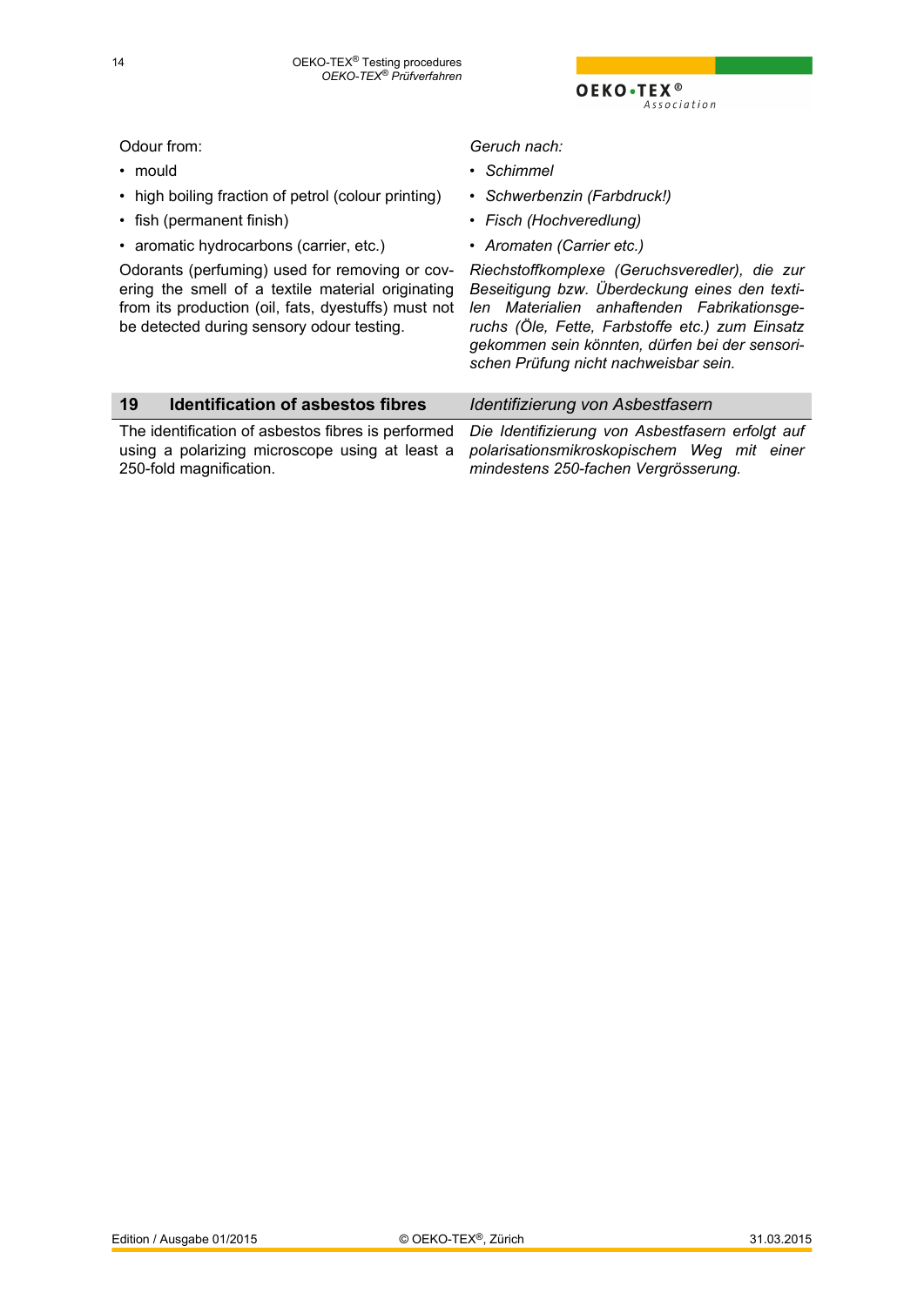Odour from:

- mould
- high boiling fraction of petrol (colour printing)
- fish (permanent finish)
- aromatic hydrocarbons (carrier, etc.)

Odorants (perfuming) used for removing or covering the smell of a textile material originating from its production (oil, fats, dyestuffs) must not be detected during sensory odour testing.

*Geruch nach:*

- *Schimmel*
- *Schwerbenzin (Farbdruck!)*
- *Fisch (Hochveredlung)*
- *Aromaten (Carrier etc.)*

*Riechstoffkomplexe (Geruchsveredler), die zur Beseitigung bzw. Überdeckung eines den textilen Materialien anhaftenden Fabrikationsgeruchs (Öle, Fette, Farbstoffe etc.) zum Einsatz gekommen sein könnten, dürfen bei der sensorischen Prüfung nicht nachweisbar sein.*

## 19 Identification of asbestos fibres

## *Identifizierung von Asbestfasern*

The identification of asbestos fibres is performed using a polarizing microscope using at least a 250-fold magnification.

*Die Identifizierung von Asbestfasern erfolgt auf polarisationsmikroskopischem Weg mit einer mindestens 250-fachen Vergrösserung.*